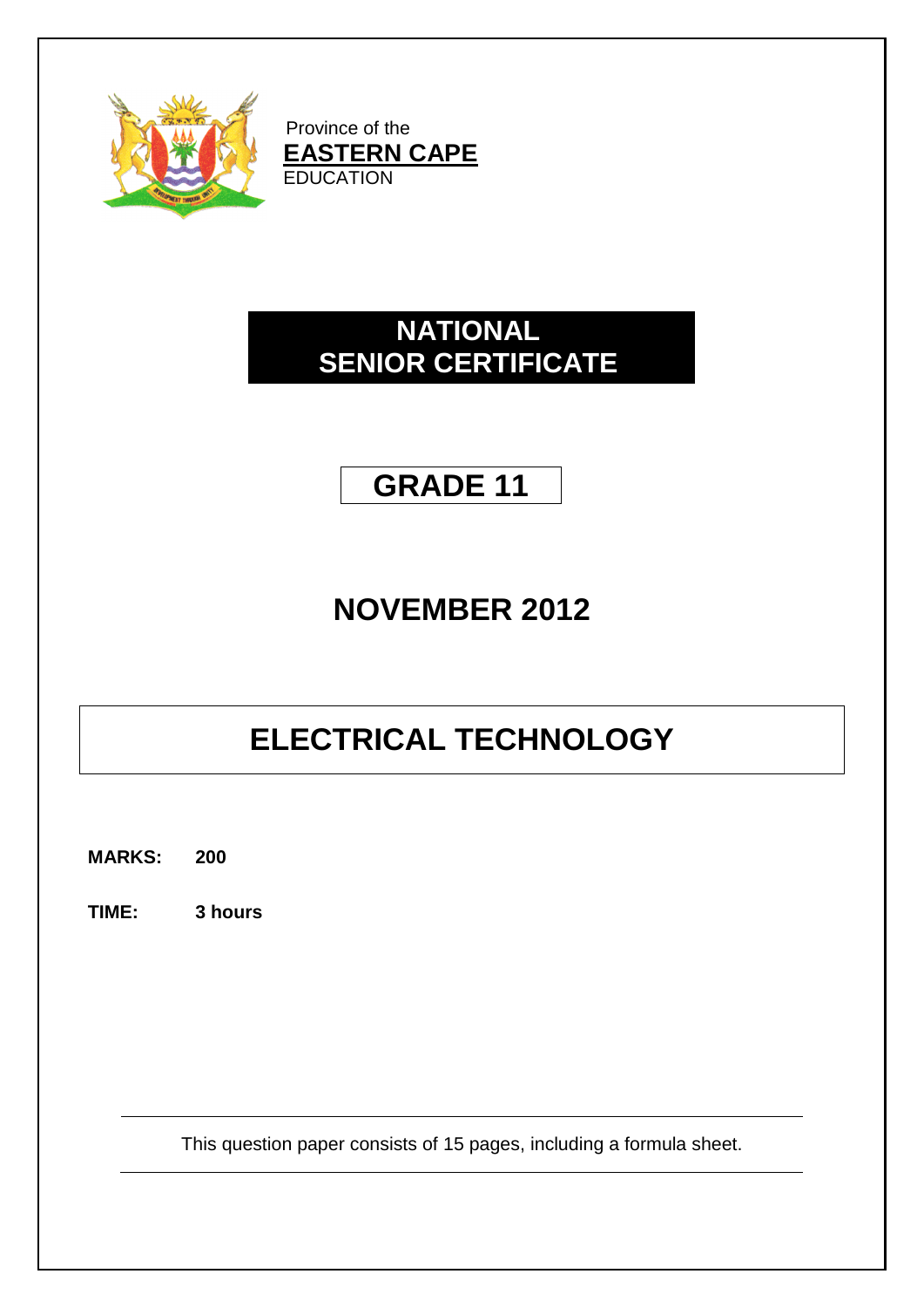Province of the
**EASTERN CAPE**
EDUCATION

# NATIONAL SENIOR CERTIFICATE

## GRADE 11

## NOVEMBER 2012

# ELECTRICAL TECHNOLOGY

**MARKS: 200**

**TIME: 3 hours**

This question paper consists of 15 pages, including a formula sheet.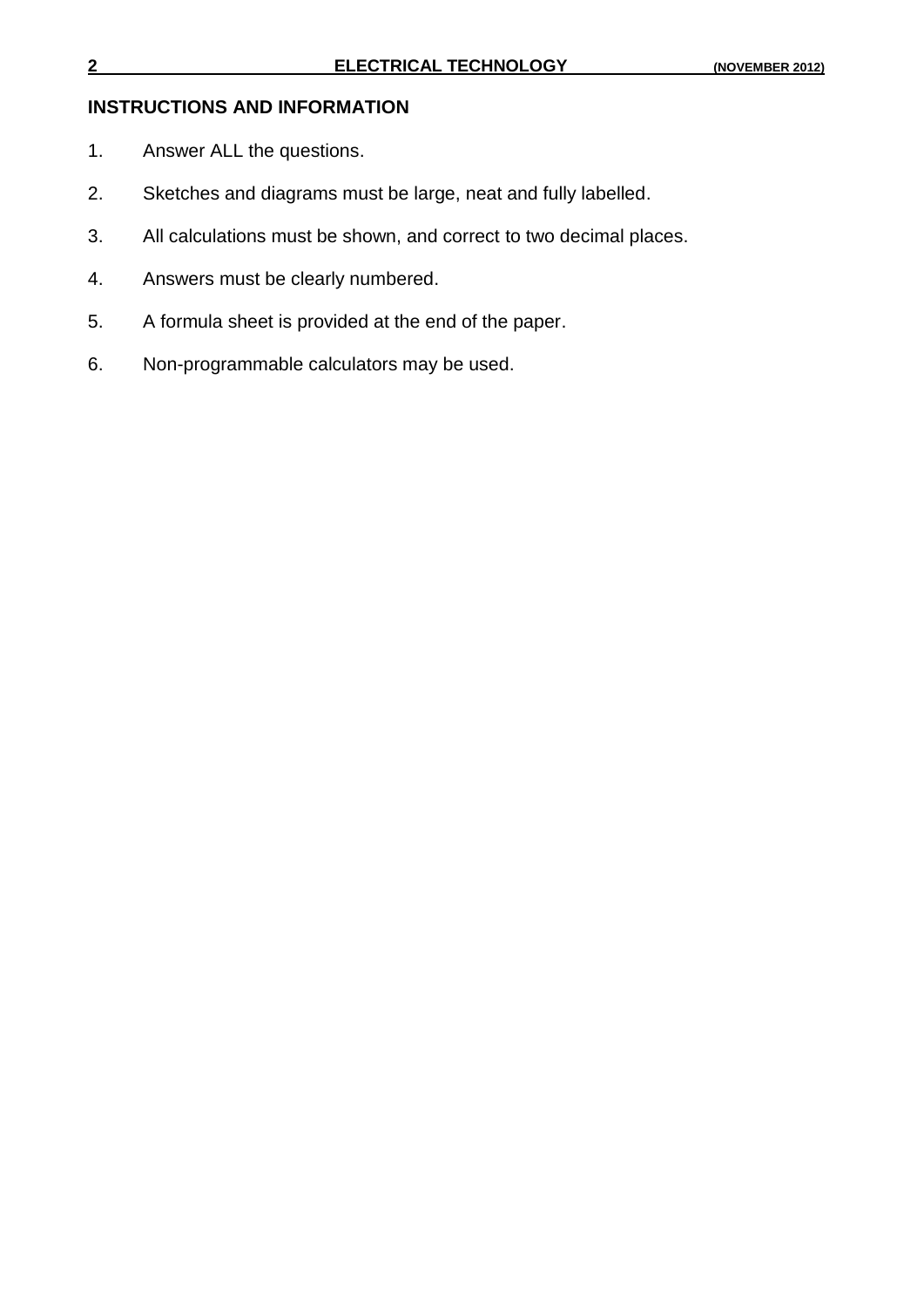## INSTRUCTIONS AND INFORMATION

1. Answer ALL the questions.
2. Sketches and diagrams must be large, neat and fully labelled.
3. All calculations must be shown, and correct to two decimal places.
4. Answers must be clearly numbered.
5. A formula sheet is provided at the end of the paper.
6. Non-programmable calculators may be used.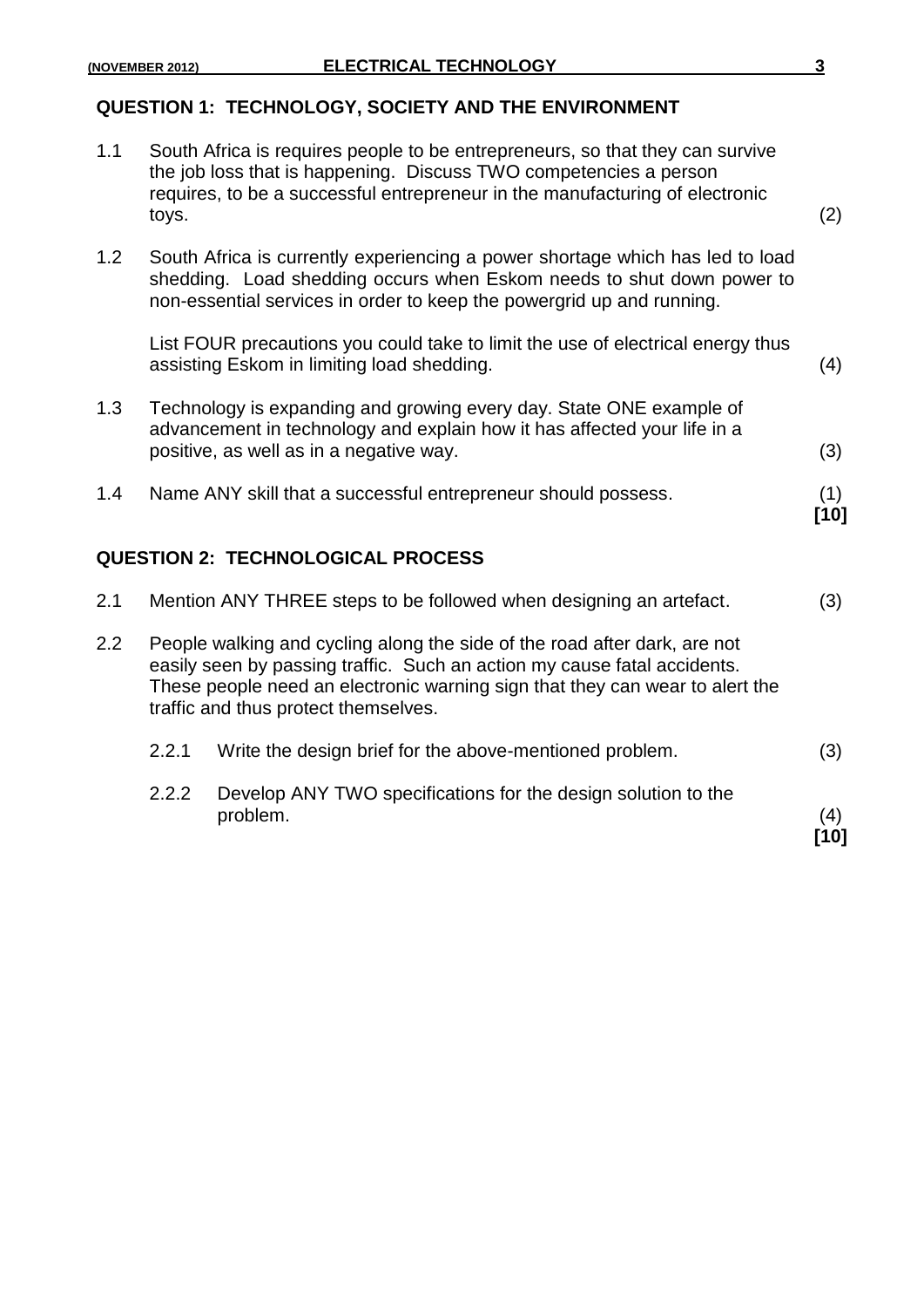## QUESTION 1: TECHNOLOGY, SOCIETY AND THE ENVIRONMENT

1.1 South Africa is requires people to be entrepreneurs, so that they can survive the job loss that is happening. Discuss TWO competencies a person requires, to be a successful entrepreneur in the manufacturing of electronic toys. (2)

1.2 South Africa is currently experiencing a power shortage which has led to load shedding. Load shedding occurs when Eskom needs to shut down power to non-essential services in order to keep the powergrid up and running.

List FOUR precautions you could take to limit the use of electrical energy thus assisting Eskom in limiting load shedding. (4)

1.3 Technology is expanding and growing every day. State ONE example of advancement in technology and explain how it has affected your life in a positive, as well as in a negative way. (3)

1.4 Name ANY skill that a successful entrepreneur should possess. (1)

**[10]**

## QUESTION 2: TECHNOLOGICAL PROCESS

2.1 Mention ANY THREE steps to be followed when designing an artefact. (3)

2.2 People walking and cycling along the side of the road after dark, are not easily seen by passing traffic. Such an action my cause fatal accidents. These people need an electronic warning sign that they can wear to alert the traffic and thus protect themselves.

2.2.1 Write the design brief for the above-mentioned problem. (3)

2.2.2 Develop ANY TWO specifications for the design solution to the problem. (4)

**[10]**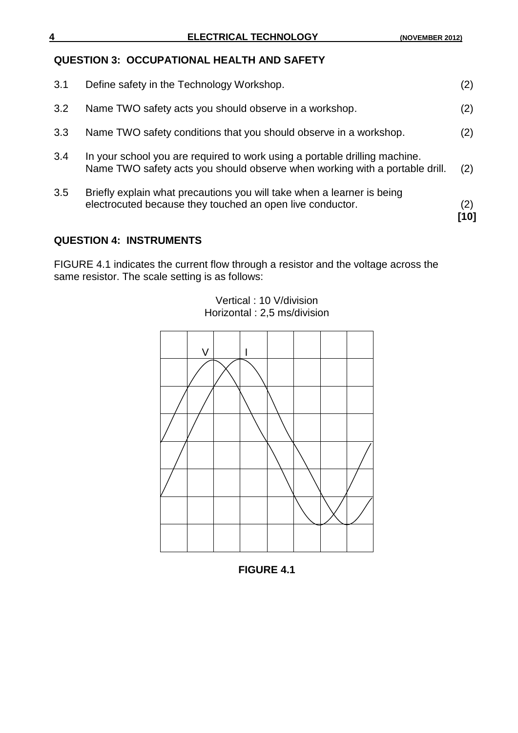## QUESTION 3: OCCUPATIONAL HEALTH AND SAFETY

3.1 Define safety in the Technology Workshop. (2)

3.2 Name TWO safety acts you should observe in a workshop. (2)

3.3 Name TWO safety conditions that you should observe in a workshop. (2)

3.4 In your school you are required to work using a portable drilling machine. Name TWO safety acts you should observe when working with a portable drill. (2)

3.5 Briefly explain what precautions you will take when a learner is being electrocuted because they touched an open live conductor. (2)

**[10]**

## QUESTION 4: INSTRUMENTS

FIGURE 4.1 indicates the current flow through a resistor and the voltage across the same resistor. The scale setting is as follows:

Vertical : 10 V/division
Horizontal : 2,5 ms/division

V

I

**FIGURE 4.1**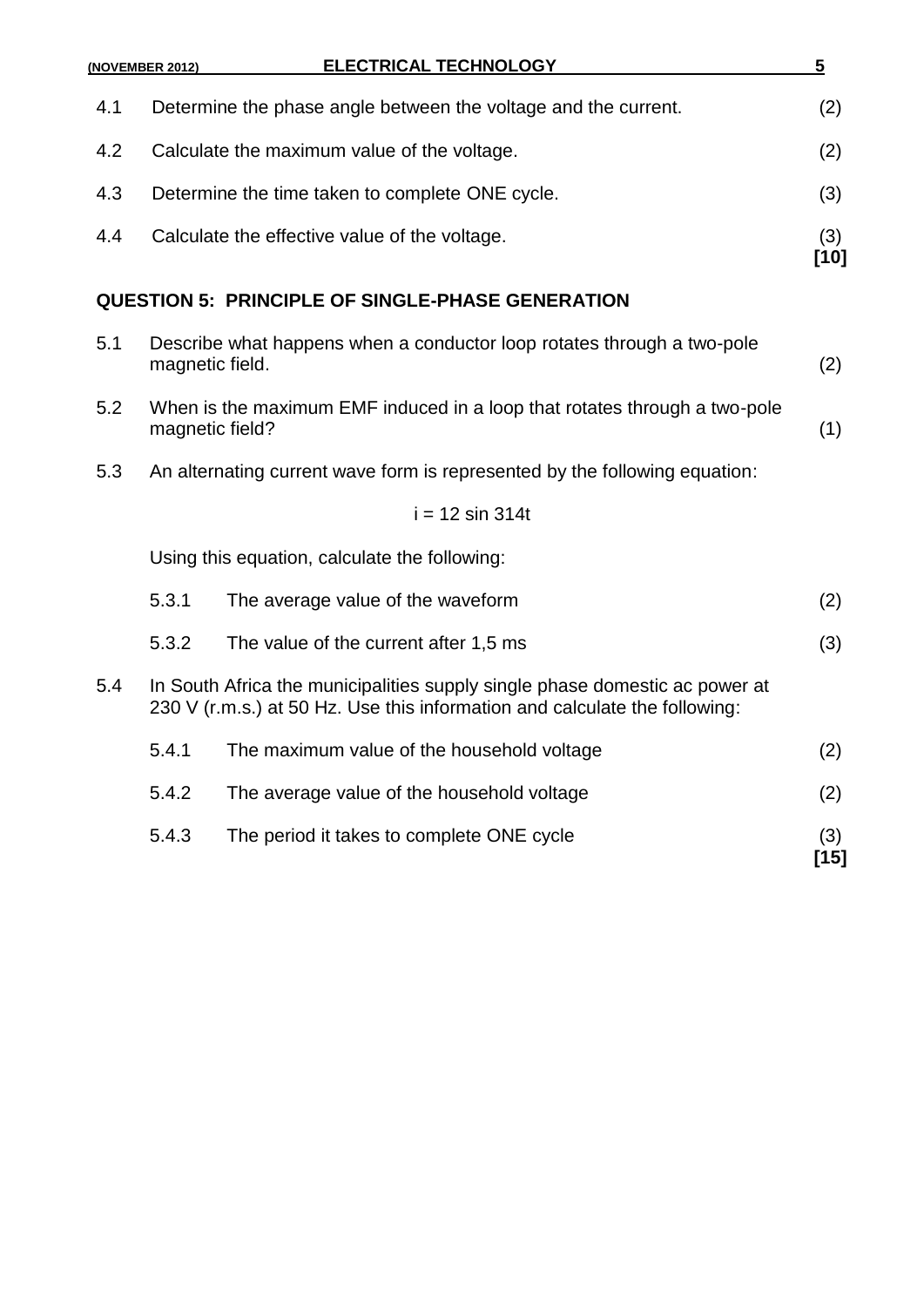| | | |
|---|---|---|
| 4.1 | Determine the phase angle between the voltage and the current. | (2) |
| 4.2 | Calculate the maximum value of the voltage. | (2) |
| 4.3 | Determine the time taken to complete ONE cycle. | (3) |
| 4.4 | Calculate the effective value of the voltage. | (3) **[10]** |

## QUESTION 5: PRINCIPLE OF SINGLE-PHASE GENERATION

5.1 Describe what happens when a conductor loop rotates through a two-pole magnetic field. (2)

5.2 When is the maximum EMF induced in a loop that rotates through a two-pole magnetic field? (1)

5.3 An alternating current wave form is represented by the following equation:

$$i = 12 \sin 314t$$

Using this equation, calculate the following:

5.3.1 The average value of the waveform (2)

5.3.2 The value of the current after 1,5 ms (3)

5.4 In South Africa the municipalities supply single phase domestic ac power at 230 V (r.m.s.) at 50 Hz. Use this information and calculate the following:

5.4.1 The maximum value of the household voltage (2)

5.4.2 The average value of the household voltage (2)

5.4.3 The period it takes to complete ONE cycle (3)

**[15]**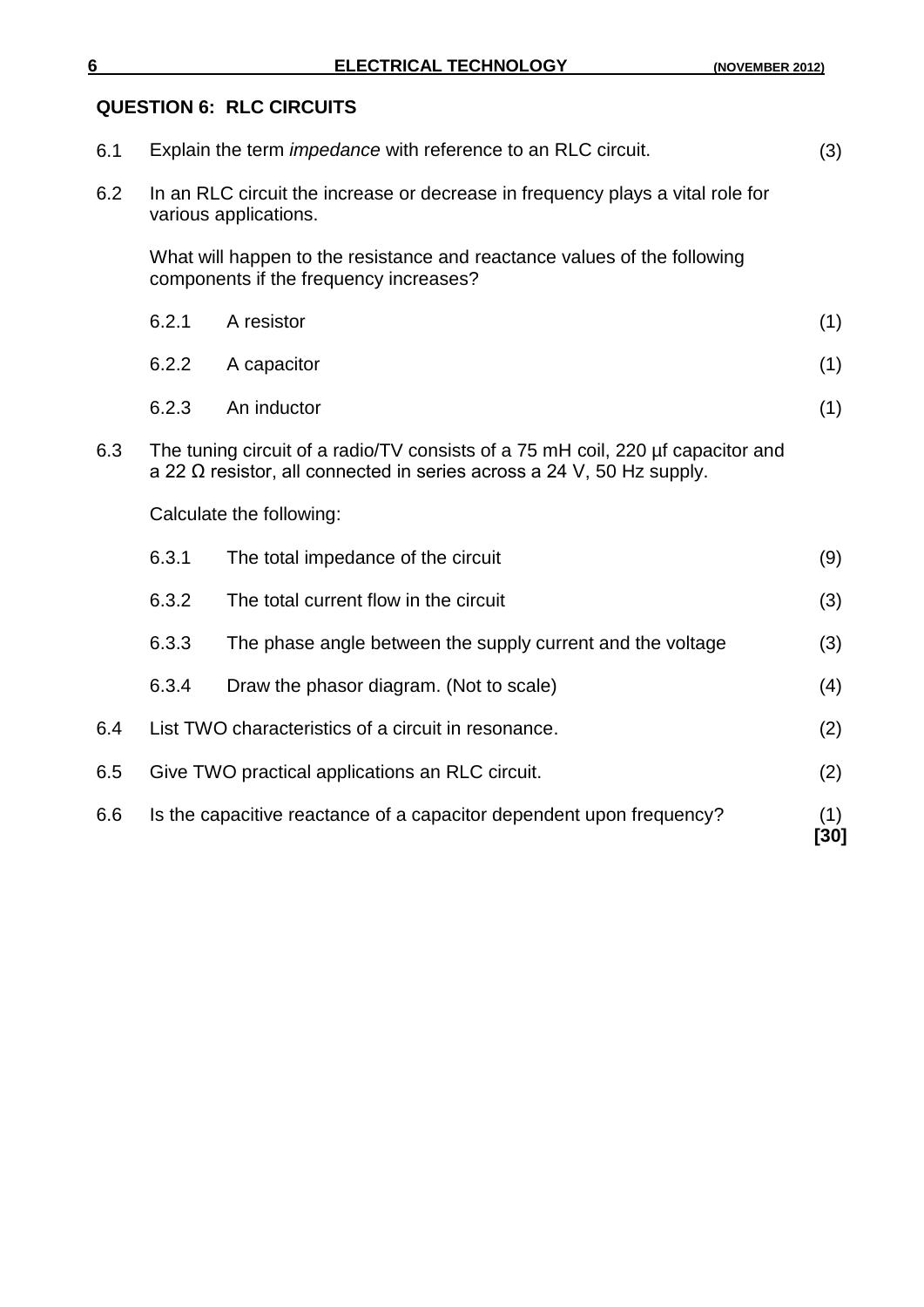## QUESTION 6: RLC CIRCUITS

6.1 Explain the term *impedance* with reference to an RLC circuit. (3)

6.2 In an RLC circuit the increase or decrease in frequency plays a vital role for various applications.

What will happen to the resistance and reactance values of the following components if the frequency increases?

6.2.1 A resistor (1)

6.2.2 A capacitor (1)

6.2.3 An inductor (1)

6.3 The tuning circuit of a radio/TV consists of a 75 mH coil, 220 μf capacitor and a 22 Ω resistor, all connected in series across a 24 V, 50 Hz supply.

Calculate the following:

6.3.1 The total impedance of the circuit (9)

6.3.2 The total current flow in the circuit (3)

6.3.3 The phase angle between the supply current and the voltage (3)

6.3.4 Draw the phasor diagram. (Not to scale) (4)

6.4 List TWO characteristics of a circuit in resonance. (2)

6.5 Give TWO practical applications an RLC circuit. (2)

6.6 Is the capacitive reactance of a capacitor dependent upon frequency? (1)

**[30]**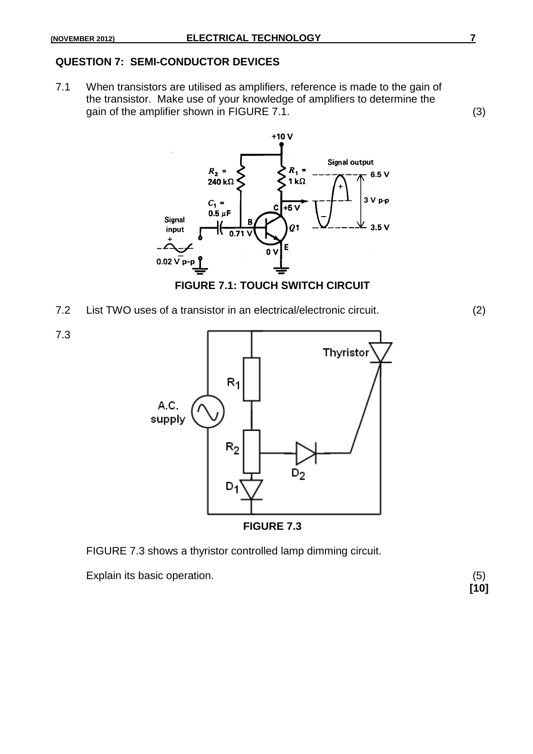## QUESTION 7: SEMI-CONDUCTOR DEVICES

7.1 When transistors are utilised as amplifiers, reference is made to the gain of the transistor. Make use of your knowledge of amplifiers to determine the gain of the amplifier shown in FIGURE 7.1. (3)

+10 V

$R_2$ = 240 kΩ

$R_1$ = 1 kΩ

$C_1$ = 0.5 μF

Signal input

0.02 V p-p

B

0.71 V

C

+5 V

E

0 V

Q1

Signal output

6.5 V

3 V p-p

3.5 V

**FIGURE 7.1: TOUCH SWITCH CIRCUIT**

7.2 List TWO uses of a transistor in an electrical/electronic circuit. (2)

7.3

A.C. supply

$R_1$

$R_2$

$D_1$

$D_2$

Thyristor

**FIGURE 7.3**

FIGURE 7.3 shows a thyristor controlled lamp dimming circuit.

Explain its basic operation. (5)

**[10]**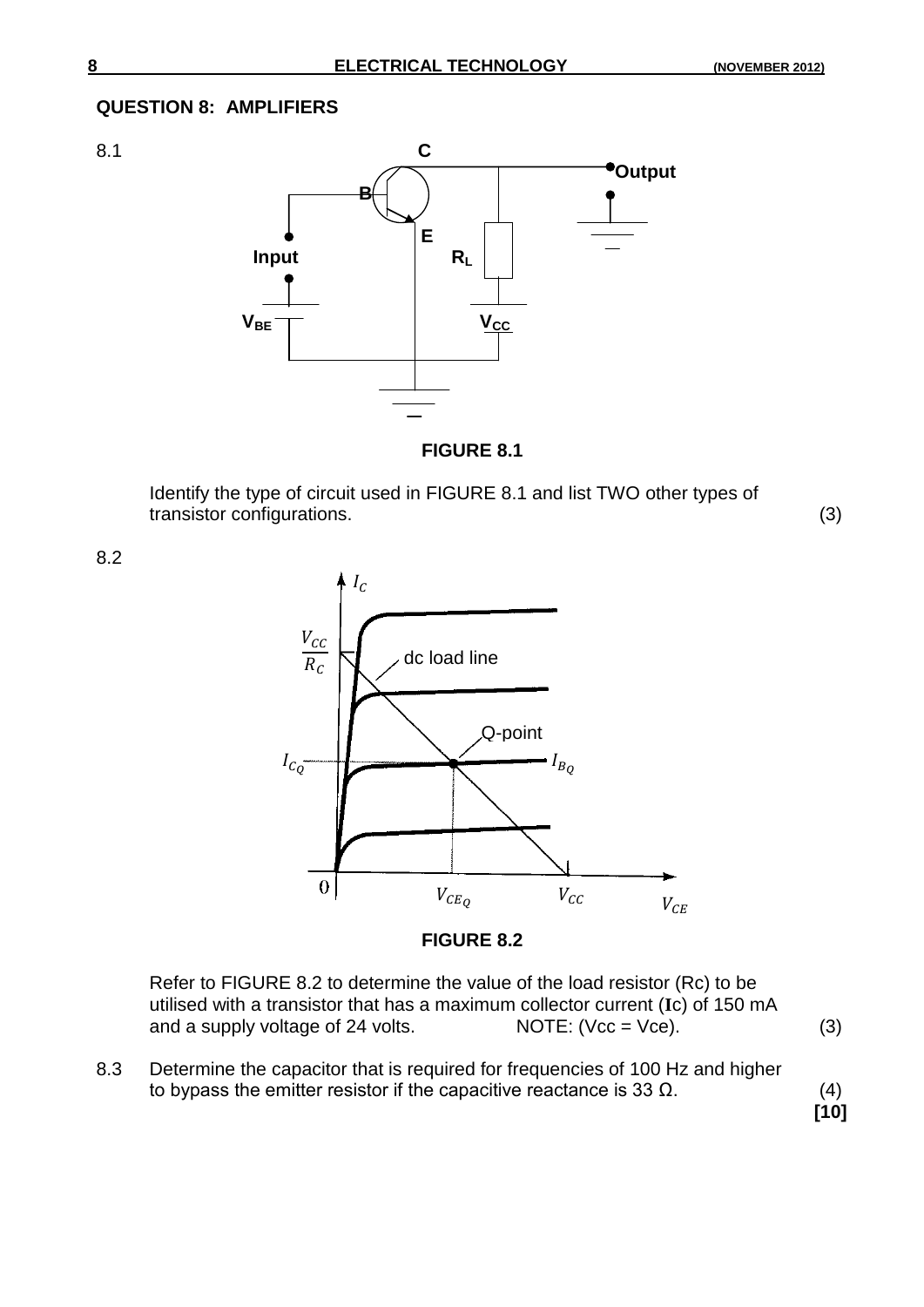## QUESTION 8: AMPLIFIERS

8.1

C

Output

B

E

Input

$R_L$

$V_{BE}$

$V_{CC}$

**FIGURE 8.1**

Identify the type of circuit used in FIGURE 8.1 and list TWO other types of transistor configurations. (3)

8.2

$I_C$

$\frac{V_{CC}}{R_C}$

dc load line

Q-point

$I_{C_Q}$

$I_{B_Q}$

0

$V_{CE_Q}$

$V_{CC}$

$V_{CE}$

**FIGURE 8.2**

Refer to FIGURE 8.2 to determine the value of the load resistor (Rc) to be utilised with a transistor that has a maximum collector current (Ic) of 150 mA and a supply voltage of 24 volts. NOTE: (Vcc = Vce). (3)

8.3 Determine the capacitor that is required for frequencies of 100 Hz and higher to bypass the emitter resistor if the capacitive reactance is 33 Ω. (4)

**[10]**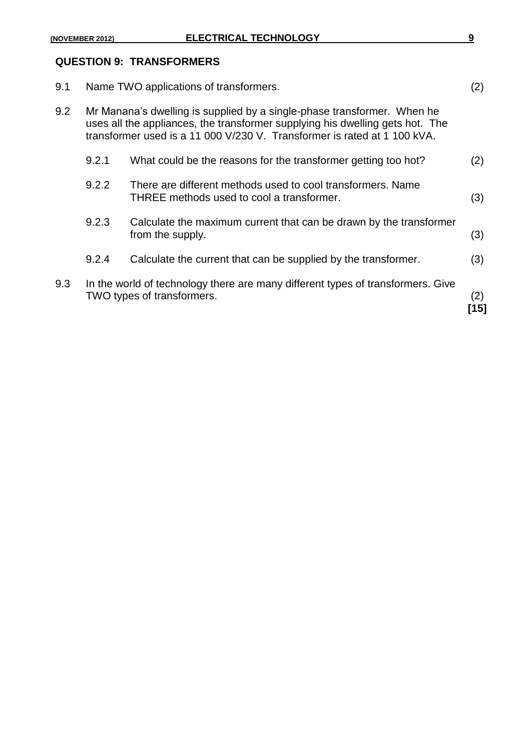## QUESTION 9: TRANSFORMERS

9.1 Name TWO applications of transformers. (2)

9.2 Mr Manana's dwelling is supplied by a single-phase transformer. When he uses all the appliances, the transformer supplying his dwelling gets hot. The transformer used is a 11 000 V/230 V. Transformer is rated at 1 100 kVA.

9.2.1 What could be the reasons for the transformer getting too hot? (2)

9.2.2 There are different methods used to cool transformers. Name THREE methods used to cool a transformer. (3)

9.2.3 Calculate the maximum current that can be drawn by the transformer from the supply. (3)

9.2.4 Calculate the current that can be supplied by the transformer. (3)

9.3 In the world of technology there are many different types of transformers. Give TWO types of transformers. (2)

**[15]**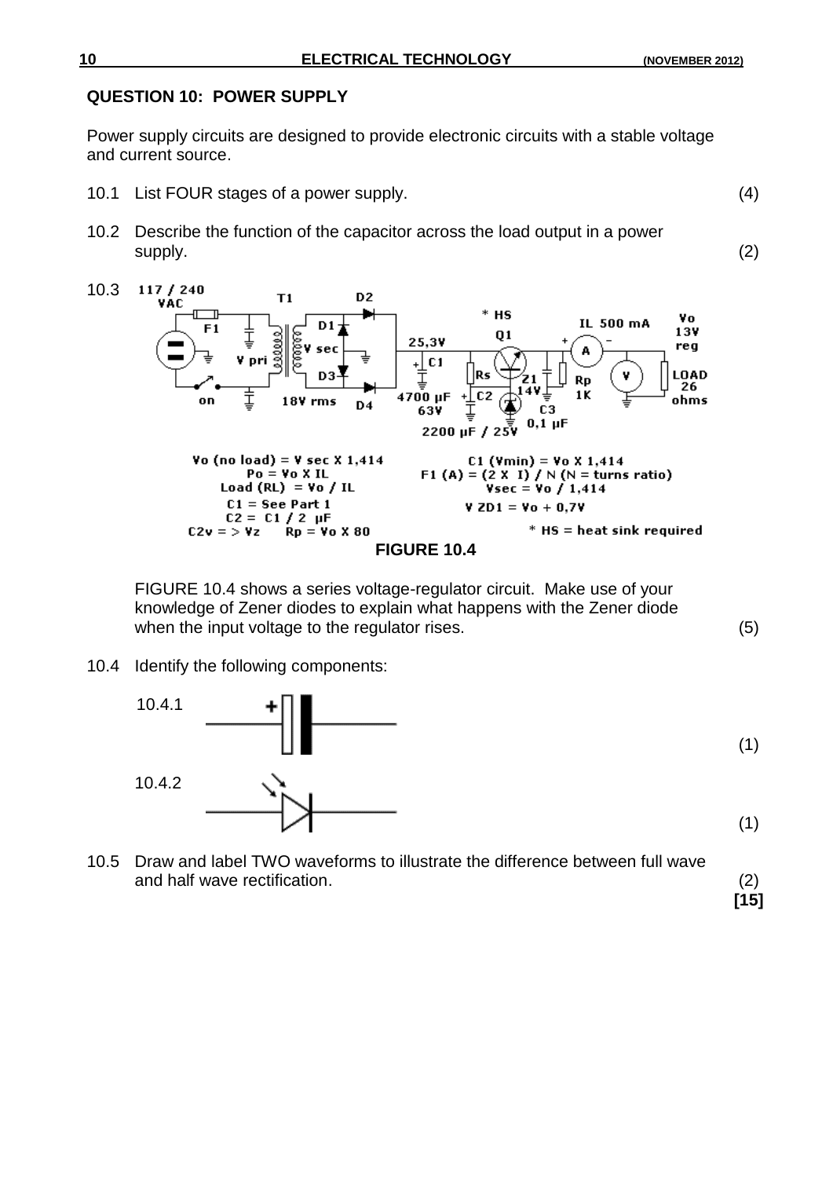## QUESTION 10: POWER SUPPLY

Power supply circuits are designed to provide electronic circuits with a stable voltage and current source.

10.1 List FOUR stages of a power supply. (4)

10.2 Describe the function of the capacitor across the load output in a power supply. (2)

10.3

117 / 240 VAC

F1

on

V pri

T1

V sec

18V rms

D1

D2

D3

D4

25,3V

C1

4700 µF 63V

Rs

C2

2200 µF / 25V

* HS

Q1

Z1 14V

C3 0,1 µF

Rp 1K

IL 500 mA

A

V

Vo 13V reg

LOAD 26 ohms

Vo (no load) = V sec X 1,414

Po = Vo X IL

Load (RL) = Vo / IL

C1 = See Part 1

C2 = C1 / 2 µF

C2v = > Vz    Rp = Vo X 80

C1 (Vmin) = Vo X 1,414

F1 (A) = (2 X I) / N (N = turns ratio)

Vsec = Vo / 1,414

V ZD1 = Vo + 0,7V

* HS = heat sink required

**FIGURE 10.4**

FIGURE 10.4 shows a series voltage-regulator circuit. Make use of your knowledge of Zener diodes to explain what happens with the Zener diode when the input voltage to the regulator rises. (5)

10.4 Identify the following components:

10.4.1 (1)

10.4.2 (1)

10.5 Draw and label TWO waveforms to illustrate the difference between full wave and half wave rectification. (2)

**[15]**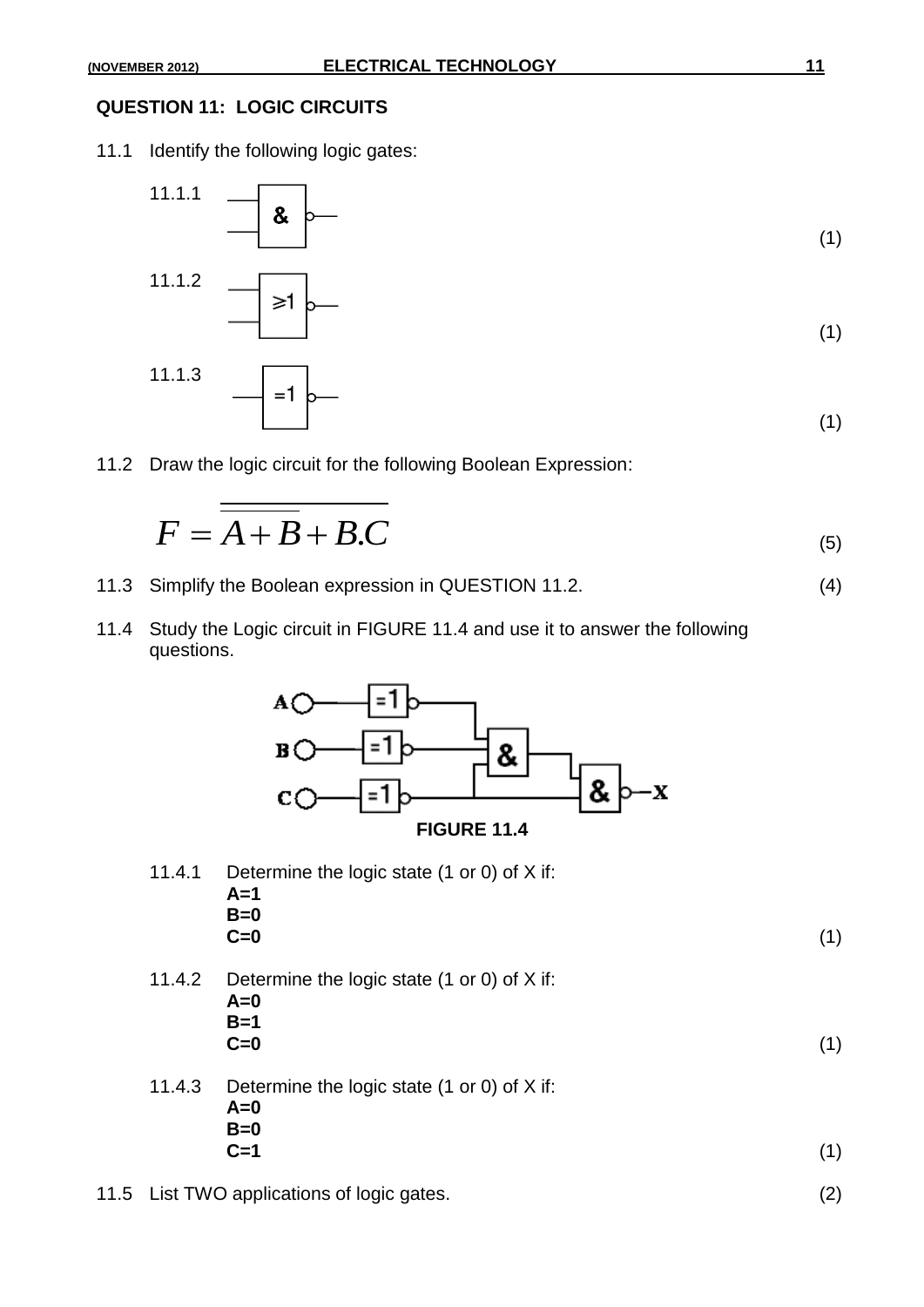## QUESTION 11: LOGIC CIRCUITS

11.1 Identify the following logic gates:

11.1.1 (1)

11.1.2 (1)

11.1.3 (1)

11.2 Draw the logic circuit for the following Boolean Expression:

$$F = \overline{\overline{A+B} + B.C}$$ (5)

11.3 Simplify the Boolean expression in QUESTION 11.2. (4)

11.4 Study the Logic circuit in FIGURE 11.4 and use it to answer the following questions.

FIGURE 11.4

11.4.1 Determine the logic state (1 or 0) of X if:
**A=1**
**B=0**
**C=0** (1)

11.4.2 Determine the logic state (1 or 0) of X if:
**A=0**
**B=1**
**C=0** (1)

11.4.3 Determine the logic state (1 or 0) of X if:
**A=0**
**B=0**
**C=1** (1)

11.5 List TWO applications of logic gates. (2)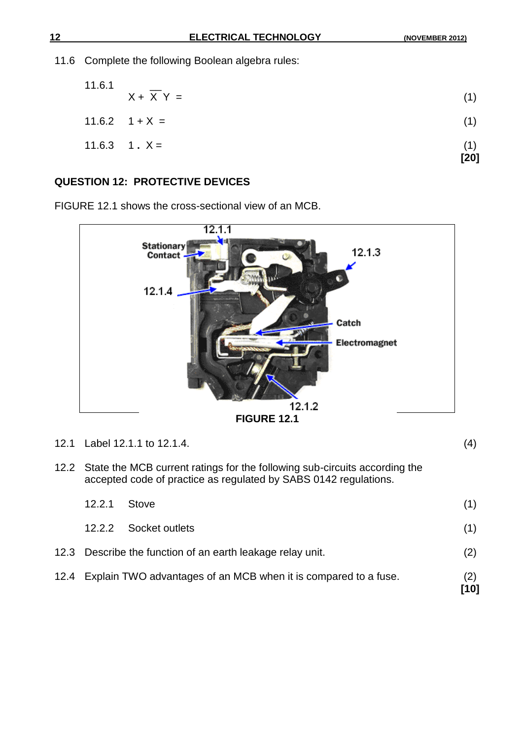11.6 Complete the following Boolean algebra rules:

11.6.1 $X + \overline{X}Y =$ (1)

11.6.2 $1 + X =$ (1)

11.6.3 $1 . X =$ (1)
**[20]**

## QUESTION 12: PROTECTIVE DEVICES

FIGURE 12.1 shows the cross-sectional view of an MCB.

12.1.1

Stationary Contact

12.1.3

12.1.4

Catch

Electromagnet

12.1.2

**FIGURE 12.1**

12.1 Label 12.1.1 to 12.1.4. (4)

12.2 State the MCB current ratings for the following sub-circuits according the accepted code of practice as regulated by SABS 0142 regulations.

12.2.1 Stove (1)

12.2.2 Socket outlets (1)

12.3 Describe the function of an earth leakage relay unit. (2)

12.4 Explain TWO advantages of an MCB when it is compared to a fuse. (2)
**[10]**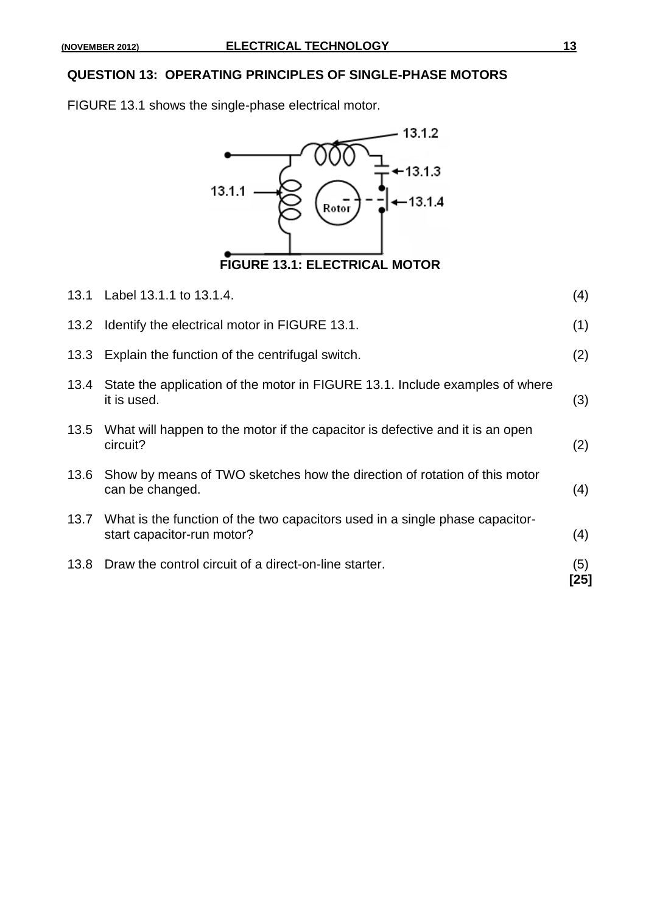## QUESTION 13: OPERATING PRINCIPLES OF SINGLE-PHASE MOTORS

FIGURE 13.1 shows the single-phase electrical motor.

13.1.2

13.1.3

13.1.1

Rotor

13.1.4

**FIGURE 13.1: ELECTRICAL MOTOR**

| | | |
|---|---|---|
| 13.1 | Label 13.1.1 to 13.1.4. | (4) |
| 13.2 | Identify the electrical motor in FIGURE 13.1. | (1) |
| 13.3 | Explain the function of the centrifugal switch. | (2) |
| 13.4 | State the application of the motor in FIGURE 13.1. Include examples of where it is used. | (3) |
| 13.5 | What will happen to the motor if the capacitor is defective and it is an open circuit? | (2) |
| 13.6 | Show by means of TWO sketches how the direction of rotation of this motor can be changed. | (4) |
| 13.7 | What is the function of the two capacitors used in a single phase capacitor-start capacitor-run motor? | (4) |
| 13.8 | Draw the control circuit of a direct-on-line starter. | (5) **[25]** |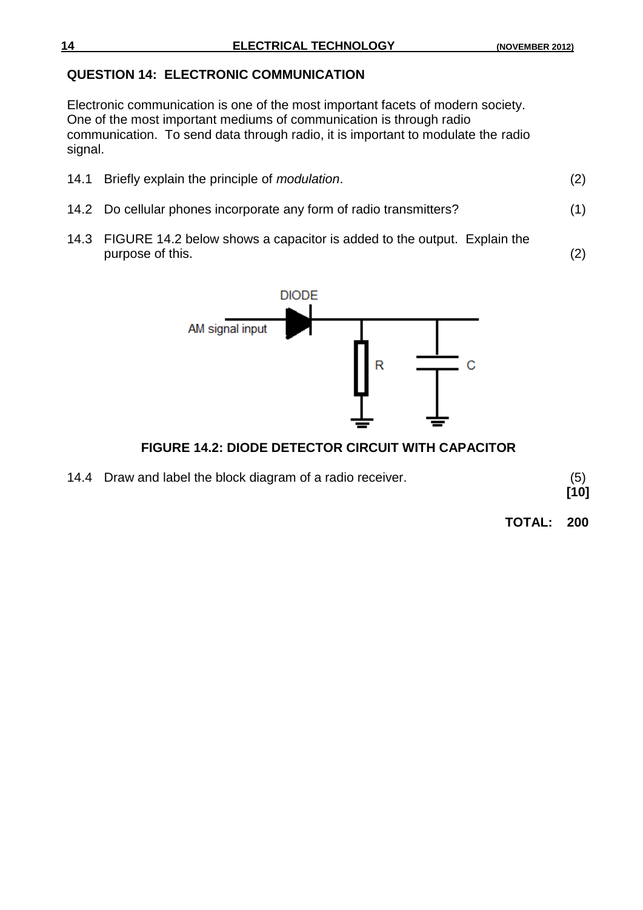## QUESTION 14: ELECTRONIC COMMUNICATION

Electronic communication is one of the most important facets of modern society. One of the most important mediums of communication is through radio communication. To send data through radio, it is important to modulate the radio signal.

14.1 Briefly explain the principle of *modulation*. (2)

14.2 Do cellular phones incorporate any form of radio transmitters? (1)

14.3 FIGURE 14.2 below shows a capacitor is added to the output. Explain the purpose of this. (2)

DIODE

AM signal input

R

C

**FIGURE 14.2: DIODE DETECTOR CIRCUIT WITH CAPACITOR**

14.4 Draw and label the block diagram of a radio receiver. (5)

**[10]**

**TOTAL: 200**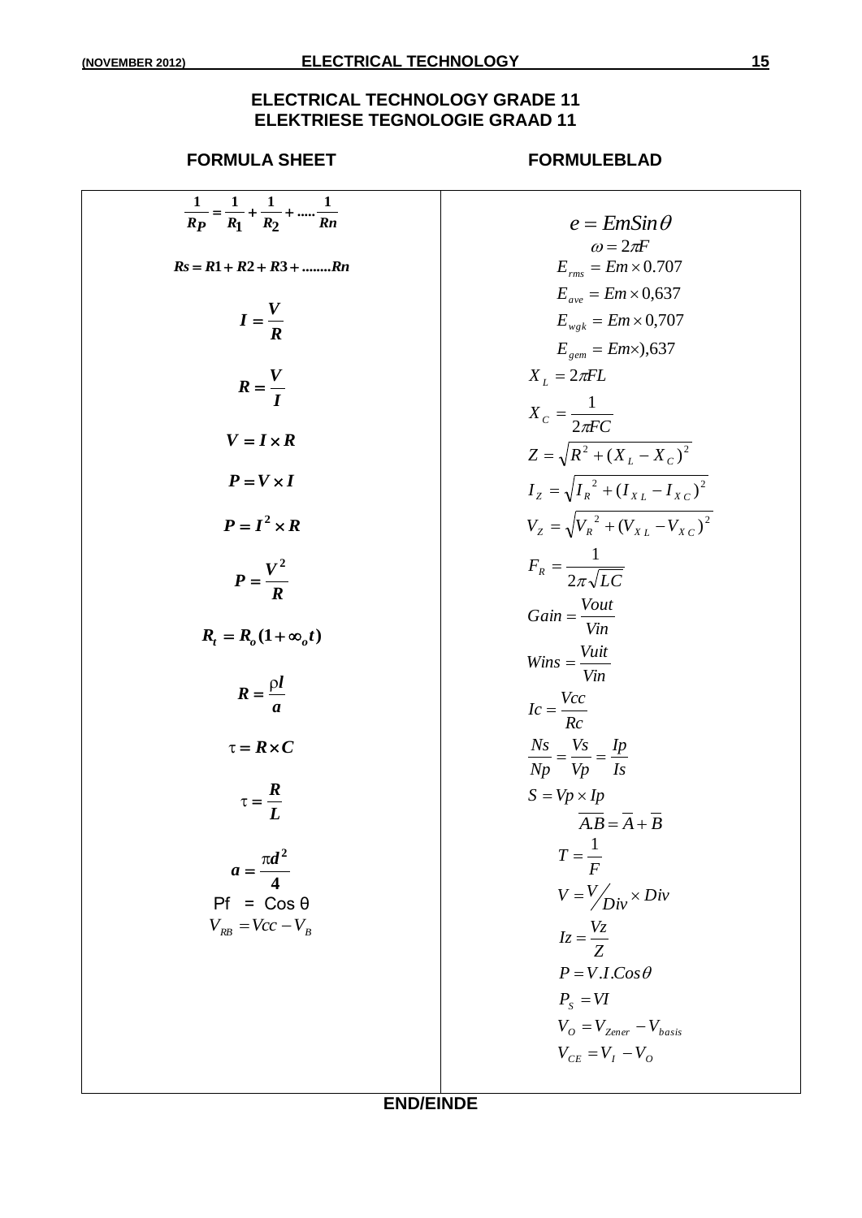## ELECTRICAL TECHNOLOGY GRADE 11
## ELEKTRIESE TEGNOLOGIE GRAAD 11

**FORMULA SHEET** | **FORMULEBLAD**

| | |
|---|---|
| $\frac{1}{R_P} = \frac{1}{R_1} + \frac{1}{R_2} + .....\frac{1}{Rn}$ | $e = EmSin\theta$ |
| $Rs = R1 + R2 + R3 + ........Rn$ | $\omega = 2\pi F$ |
| $I = \frac{V}{R}$ | $E_{rms} = Em \times 0.707$ |
| $R = \frac{V}{I}$ | $E_{ave} = Em \times 0,637$ |
| $V = I \times R$ | $E_{wgk} = Em \times 0,707$ |
| $P = V \times I$ | $E_{gem} = Em \times ),637$ |
| $P = I^2 \times R$ | $X_L = 2\pi FL$ |
| $P = \frac{V^2}{R}$ | $X_C = \frac{1}{2\pi FC}$ |
| $R_t = R_o(1 + \infty_o t)$ | $Z = \sqrt{R^2 + (X_L - X_C)^2}$ |
| $R = \frac{\rho l}{a}$ | $I_Z = \sqrt{I_R{}^2 + (I_{XL} - I_{XC})^2}$ |
| $\tau = R \times C$ | $V_Z = \sqrt{V_R{}^2 + (V_{XL} - V_{XC})^2}$ |
| $\tau = \frac{R}{L}$ | $F_R = \frac{1}{2\pi\sqrt{LC}}$ |
| $a = \frac{\pi d^2}{4}$ | $Gain = \frac{Vout}{Vin}$ |
| Pf = Cos θ | $Wins = \frac{Vuit}{Vin}$ |
| $V_{RB} = Vcc - V_B$ | $Ic = \frac{Vcc}{Rc}$ |
| | $\frac{Ns}{Np} = \frac{Vs}{Vp} = \frac{Ip}{Is}$ |
| | $S = Vp \times Ip$ |
| | $\overline{A.B} = \overline{A} + \overline{B}$ |
| | $T = \frac{1}{F}$ |
| | $V = V/_{Div} \times Div$ |
| | $Iz = \frac{Vz}{Z}$ |
| | $P = V.I.Cos\theta$ |
| | $P_S = VI$ |
| | $V_O = V_{Zener} - V_{basis}$ |
| | $V_{CE} = V_I - V_O$ |

**END/EINDE**